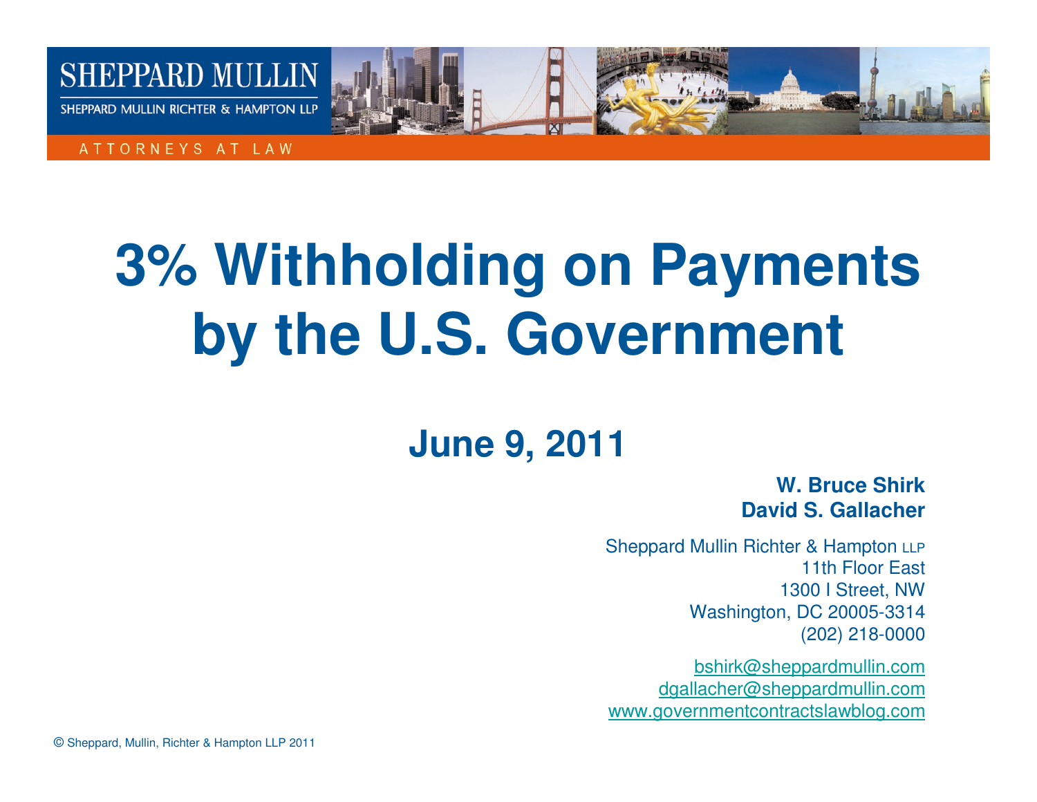SHEPPARD MULLIN

SHEPPARD MULLIN RICHTER & HAMPTON LLP

ATTORNEYS AT LAW

# 3% Withholding on Payments by the U.S. Government

## June 9, 2011

**W. Bruce Shirk**
**David S. Gallacher**

Sheppard Mullin Richter & Hampton LLP
11th Floor East
1300 I Street, NW
Washington, DC 20005-3314
(202) 218-0000

bshirk@sheppardmullin.com
dgallacher@sheppardmullin.com
www.governmentcontractslawblog.com

© Sheppard, Mullin, Richter & Hampton LLP 2011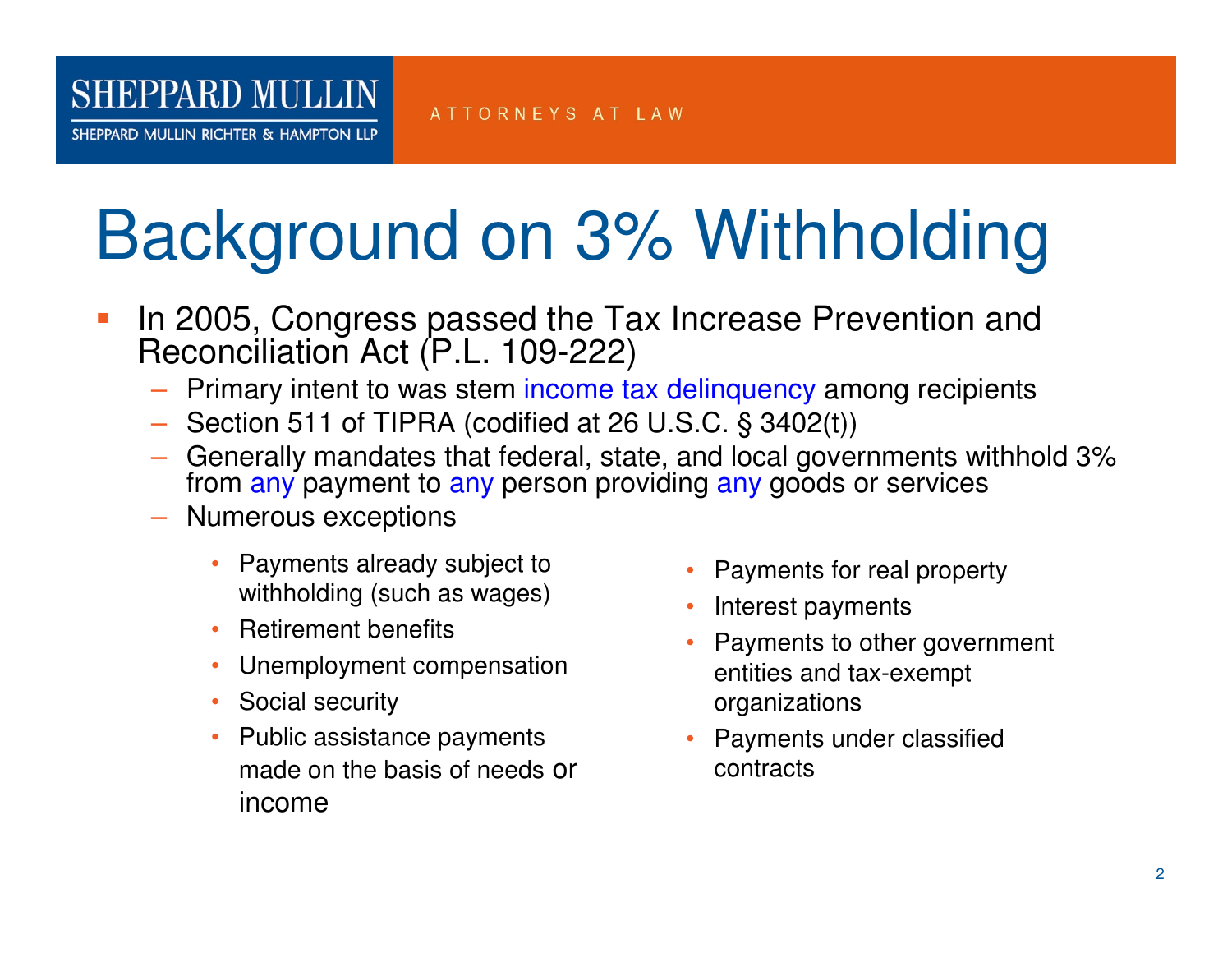# Background on 3% Withholding

- In 2005, Congress passed the Tax Increase Prevention and Reconciliation Act (P.L. 109-222)
  - Primary intent to was stem income tax delinquency among recipients
  - Section 511 of TIPRA (codified at 26 U.S.C. § 3402(t))
  - Generally mandates that federal, state, and local governments withhold 3% from any payment to any person providing any goods or services
  - Numerous exceptions
    - Payments already subject to withholding (such as wages)
    - Retirement benefits
    - Unemployment compensation
    - Social security
    - Public assistance payments made on the basis of needs or income
    - Payments for real property
    - Interest payments
    - Payments to other government entities and tax-exempt organizations
    - Payments under classified contracts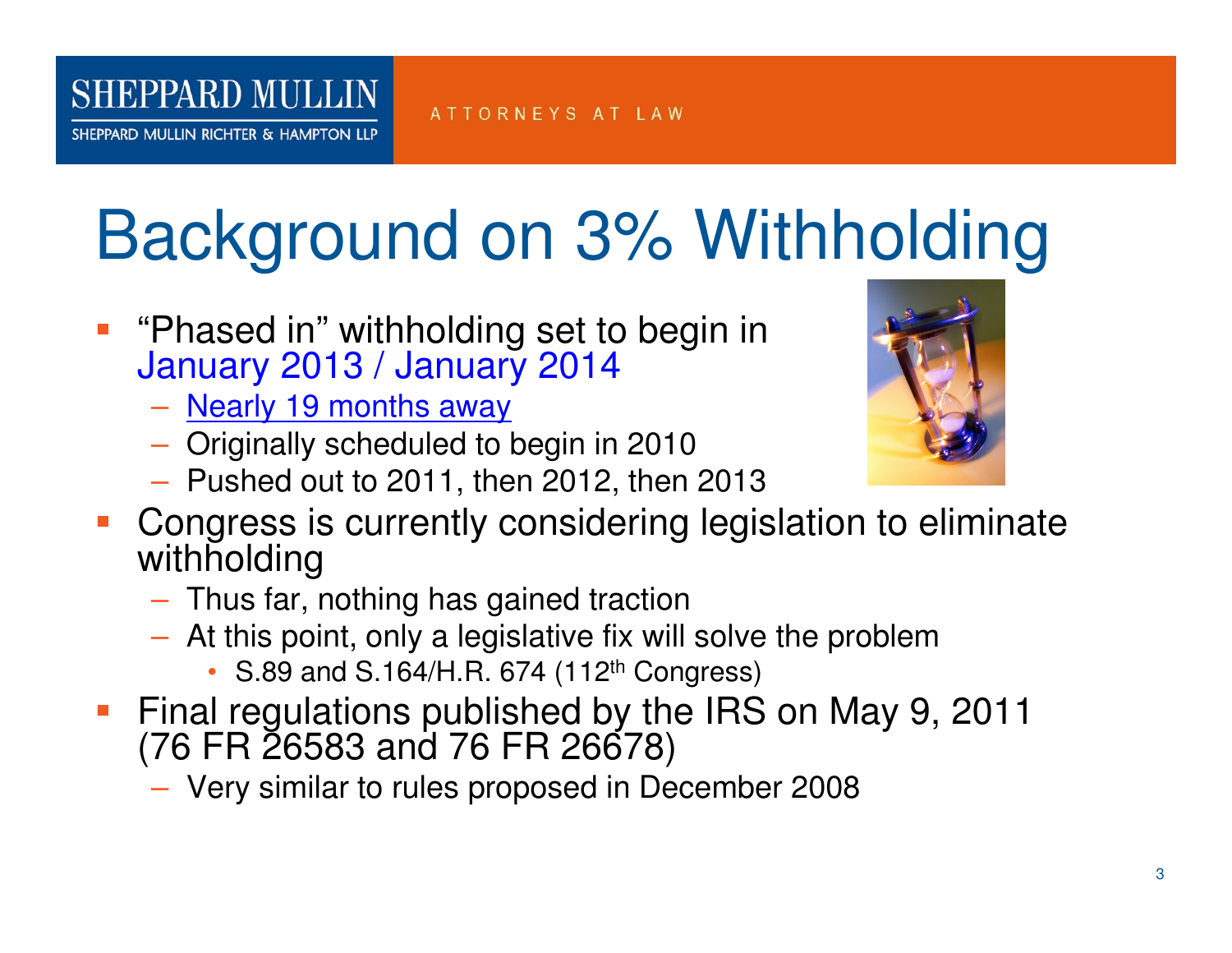# Background on 3% Withholding

- "Phased in" withholding set to begin in January 2013 / January 2014
  - Nearly 19 months away
  - Originally scheduled to begin in 2010
  - Pushed out to 2011, then 2012, then 2013
- Congress is currently considering legislation to eliminate withholding
  - Thus far, nothing has gained traction
  - At this point, only a legislative fix will solve the problem
    - S.89 and S.164/H.R. 674 (112th Congress)
- Final regulations published by the IRS on May 9, 2011 (76 FR 26583 and 76 FR 26678)
  - Very similar to rules proposed in December 2008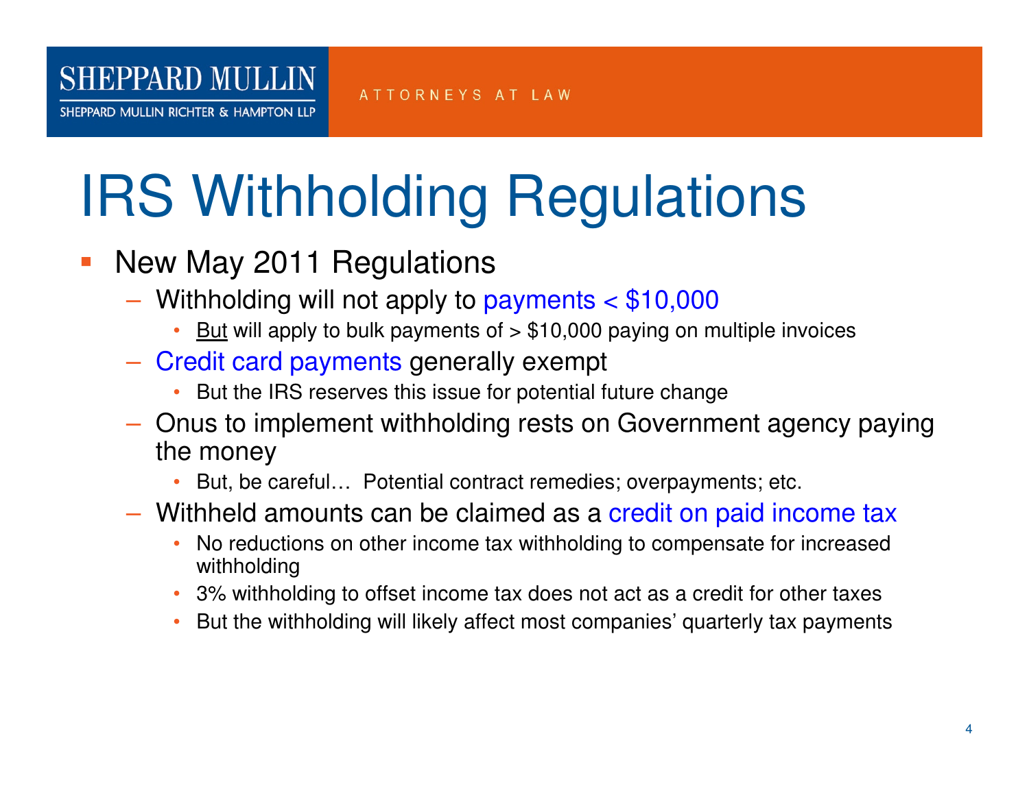# IRS Withholding Regulations

- New May 2011 Regulations
  - Withholding will not apply to payments < $10,000
    - But will apply to bulk payments of > $10,000 paying on multiple invoices
  - Credit card payments generally exempt
    - But the IRS reserves this issue for potential future change
  - Onus to implement withholding rests on Government agency paying the money
    - But, be careful… Potential contract remedies; overpayments; etc.
  - Withheld amounts can be claimed as a credit on paid income tax
    - No reductions on other income tax withholding to compensate for increased withholding
    - 3% withholding to offset income tax does not act as a credit for other taxes
    - But the withholding will likely affect most companies' quarterly tax payments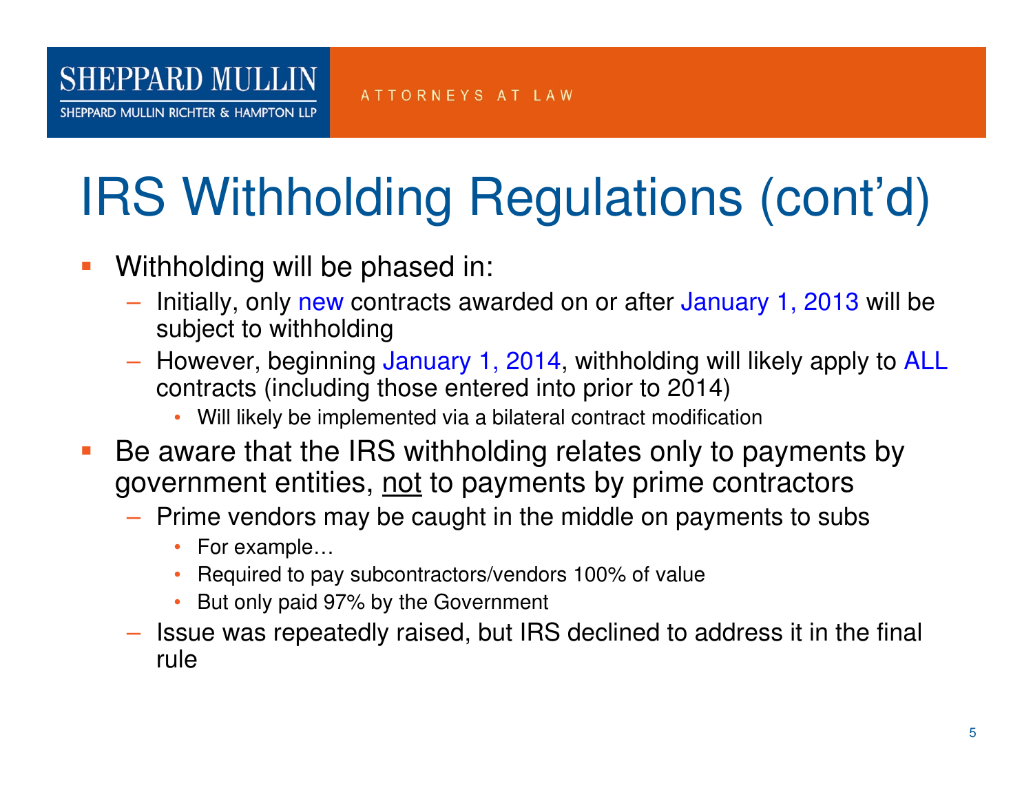# IRS Withholding Regulations (cont'd)

- Withholding will be phased in:
  - Initially, only new contracts awarded on or after January 1, 2013 will be subject to withholding
  - However, beginning January 1, 2014, withholding will likely apply to ALL contracts (including those entered into prior to 2014)
    - Will likely be implemented via a bilateral contract modification
- Be aware that the IRS withholding relates only to payments by government entities, <u>not</u> to payments by prime contractors
  - Prime vendors may be caught in the middle on payments to subs
    - For example…
    - Required to pay subcontractors/vendors 100% of value
    - But only paid 97% by the Government
  - Issue was repeatedly raised, but IRS declined to address it in the final rule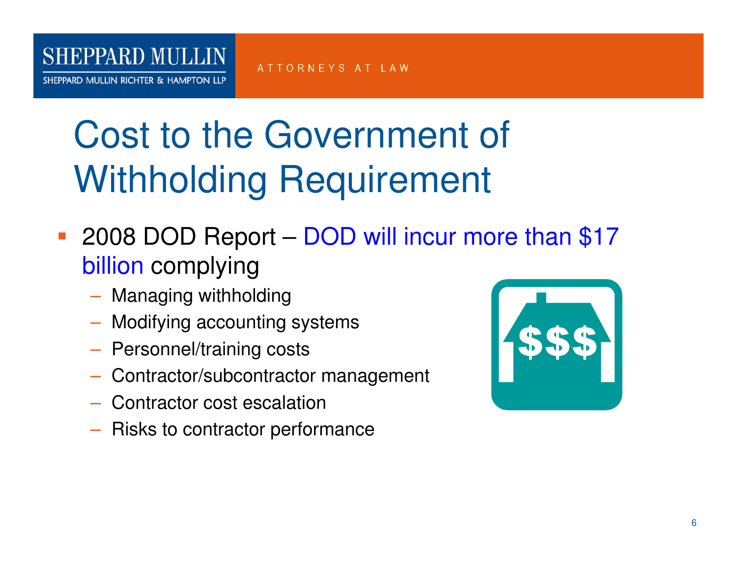# Cost to the Government of Withholding Requirement

- 2008 DOD Report – DOD will incur more than $17 billion complying
  - Managing withholding
  - Modifying accounting systems
  - Personnel/training costs
  - Contractor/subcontractor management
  - Contractor cost escalation
  - Risks to contractor performance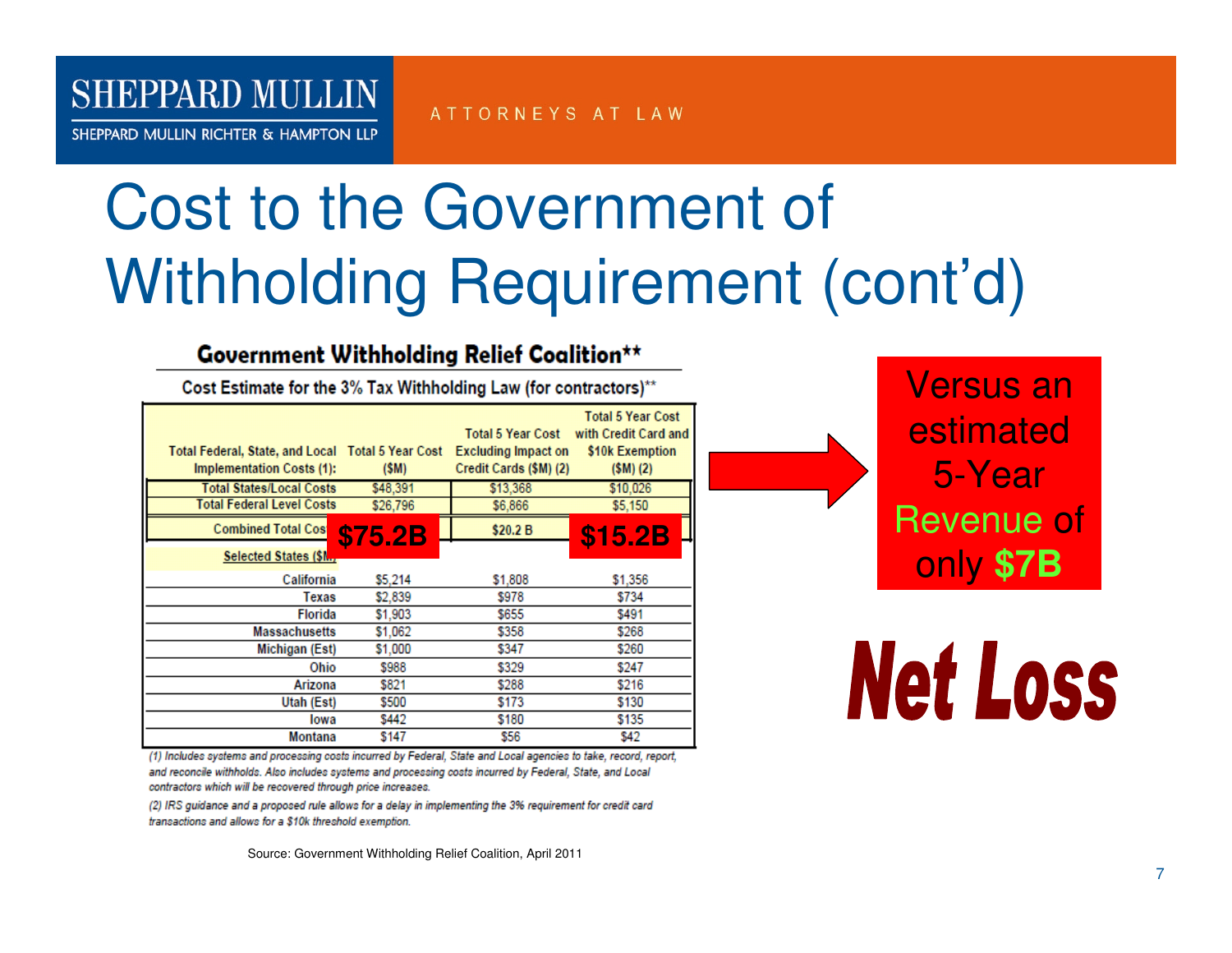# Cost to the Government of Withholding Requirement (cont'd)

## Government Withholding Relief Coalition**

Cost Estimate for the 3% Tax Withholding Law (for contractors)**

| Total Federal, State, and Local Implementation Costs (1): | Total 5 Year Cost ($M) | Total 5 Year Cost Excluding Impact on Credit Cards ($M) (2) | Total 5 Year Cost with Credit Card and $10k Exemption ($M) (2) |
|---|---|---|---|
| Total States/Local Costs | $48,391 | $13,368 | $10,026 |
| Total Federal Level Costs | $26,796 | $6,866 | $5,150 |
| Combined Total Cos | **$75.2B** | $20.2 B | **$15.2B** |
| Selected States ($M) | | | |
| California | $5,214 | $1,808 | $1,356 |
| Texas | $2,839 | $978 | $734 |
| Florida | $1,903 | $655 | $491 |
| Massachusetts | $1,062 | $358 | $268 |
| Michigan (Est) | $1,000 | $347 | $260 |
| Ohio | $988 | $329 | $247 |
| Arizona | $821 | $288 | $216 |
| Utah (Est) | $500 | $173 | $130 |
| Iowa | $442 | $180 | $135 |
| Montana | $147 | $56 | $42 |

*(1) Includes systems and processing costs incurred by Federal, State and Local agencies to take, record, report, and reconcile withholds. Also includes systems and processing costs incurred by Federal, State, and Local contractors which will be recovered through price increases.*

*(2) IRS guidance and a proposed rule allows for a delay in implementing the 3% requirement for credit card transactions and allows for a $10k threshold exemption.*

Source: Government Withholding Relief Coalition, April 2011

Versus an estimated 5-Year Revenue of only **$7B**

**Net Loss**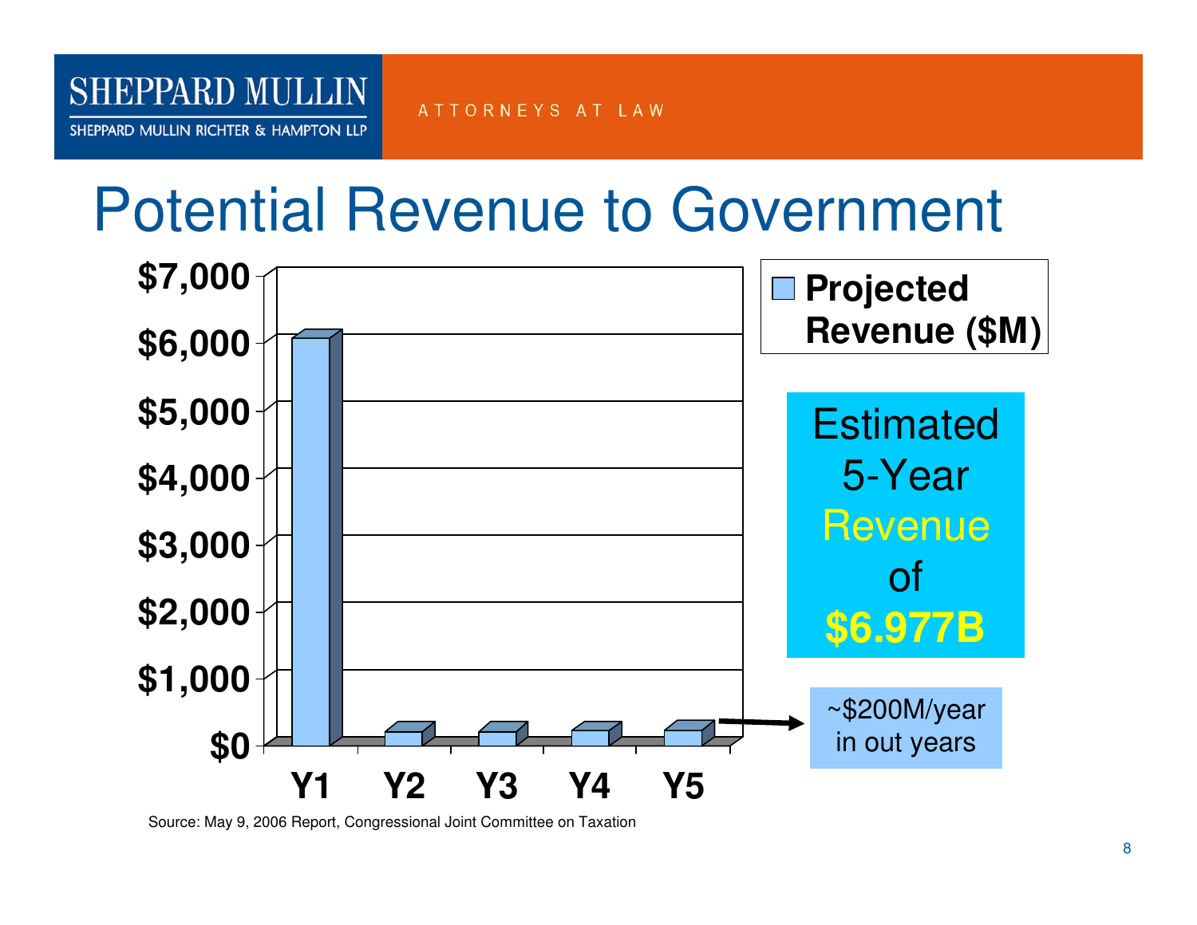# Potential Revenue to Government

| | Projected Revenue ($M) |
|---|---|
| Y1 | ~$6,000 |
| Y2 | ~$200 |
| Y3 | ~$200 |
| Y4 | ~$200 |
| Y5 | ~$200 |

Estimated 5-Year Revenue of **$6.977B**

~$200M/year in out years

Source: May 9, 2006 Report, Congressional Joint Committee on Taxation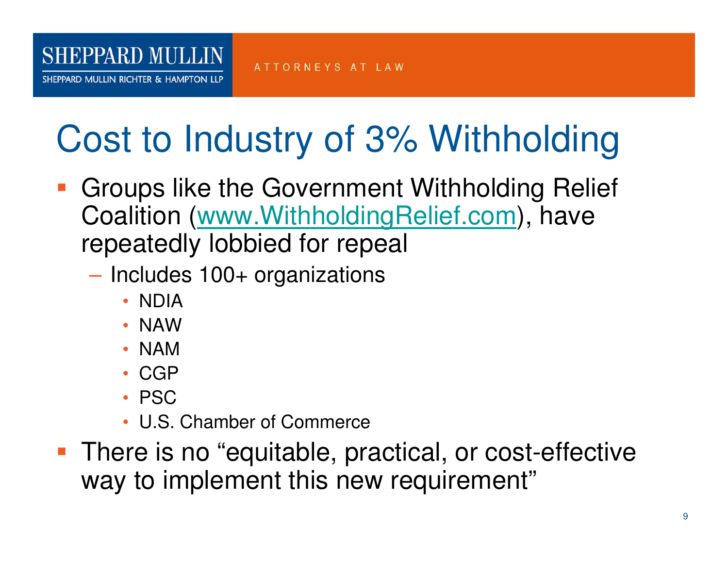# Cost to Industry of 3% Withholding

- Groups like the Government Withholding Relief Coalition (www.WithholdingRelief.com), have repeatedly lobbied for repeal
  - Includes 100+ organizations
    - NDIA
    - NAW
    - NAM
    - CGP
    - PSC
    - U.S. Chamber of Commerce
- There is no “equitable, practical, or cost-effective way to implement this new requirement”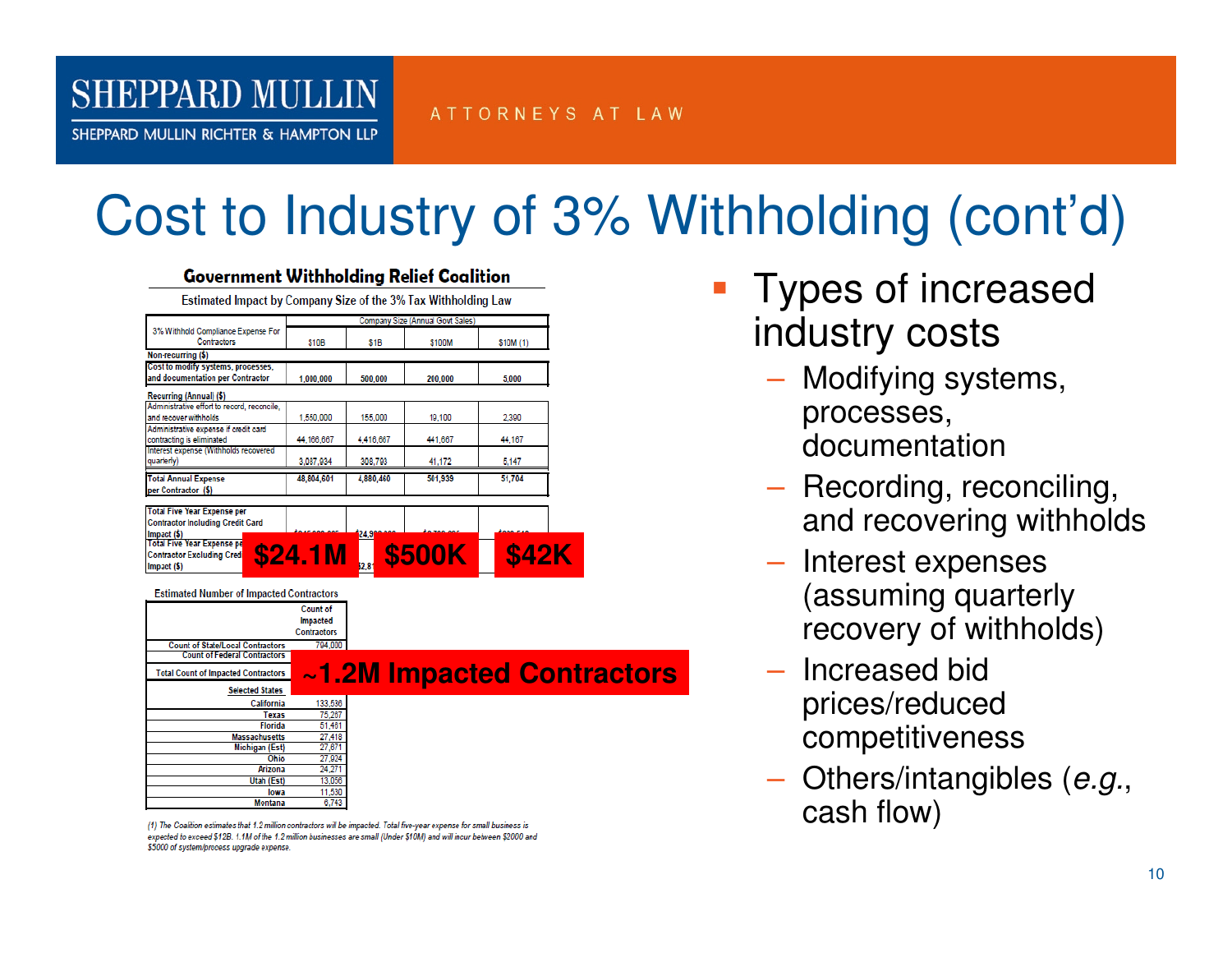# Cost to Industry of 3% Withholding (cont'd)

**Government Withholding Relief Coalition**

Estimated Impact by Company Size of the 3% Tax Withholding Law

| 3% Withhold Compliance Expense For Contractors | Company Size (Annual Govt Sales) | | | |
|---|---|---|---|---|
| | $10B | $1B | $100M | $10M (1) |
| **Non-recurring ($)** | | | | |
| Cost to modify systems, processes, and documentation per Contractor | 1,000,000 | 500,000 | 200,000 | 5,000 |
| **Recurring (Annual) ($)** | | | | |
| Administrative effort to record, reconcile, and recover withholds | 1,550,000 | 155,000 | 19,100 | 2,390 |
| Administrative expense if credit card contracting is eliminated | 44,166,667 | 4,416,667 | 441,667 | 44,167 |
| Interest expense (Withholds recovered quarterly) | 3,087,934 | 308,793 | 41,172 | 5,147 |
| **Total Annual Expense per Contractor ($)** | 48,804,601 | 4,880,460 | 501,939 | 51,704 |
| Total Five Year Expense per Contractor Including Credit Card Impact ($) | | | | |
| Total Five Year Expense per Contractor Excluding Credit Card Impact ($) | $24.1M | $500K | | $42K |

Estimated Number of Impacted Contractors

| | Count of Impacted Contractors |
|---|---|
| Count of State/Local Contractors | 794,000 |
| Count of Federal Contractors | |
| Total Count of Impacted Contractors | ~1.2M Impacted Contractors |
| **Selected States** | |
| California | 133,536 |
| Texas | 75,287 |
| Florida | 51,481 |
| Massachusetts | 27,418 |
| Michigan (Est) | 27,671 |
| Ohio | 27,924 |
| Arizona | 24,271 |
| Utah (Est) | 13,056 |
| Iowa | 11,530 |
| Montana | 6,743 |

*(1) The Coalition estimates that 1.2 million contractors will be impacted. Total five-year expense for small business is expected to exceed $12B. 1.1M of the 1.2 million businesses are small (Under $10M) and will incur between $2000 and $5000 of system/process upgrade expense.*

- Types of increased industry costs
  - Modifying systems, processes, documentation
  - Recording, reconciling, and recovering withholds
  - Interest expenses (assuming quarterly recovery of withholds)
  - Increased bid prices/reduced competitiveness
  - Others/intangibles (*e.g.*, cash flow)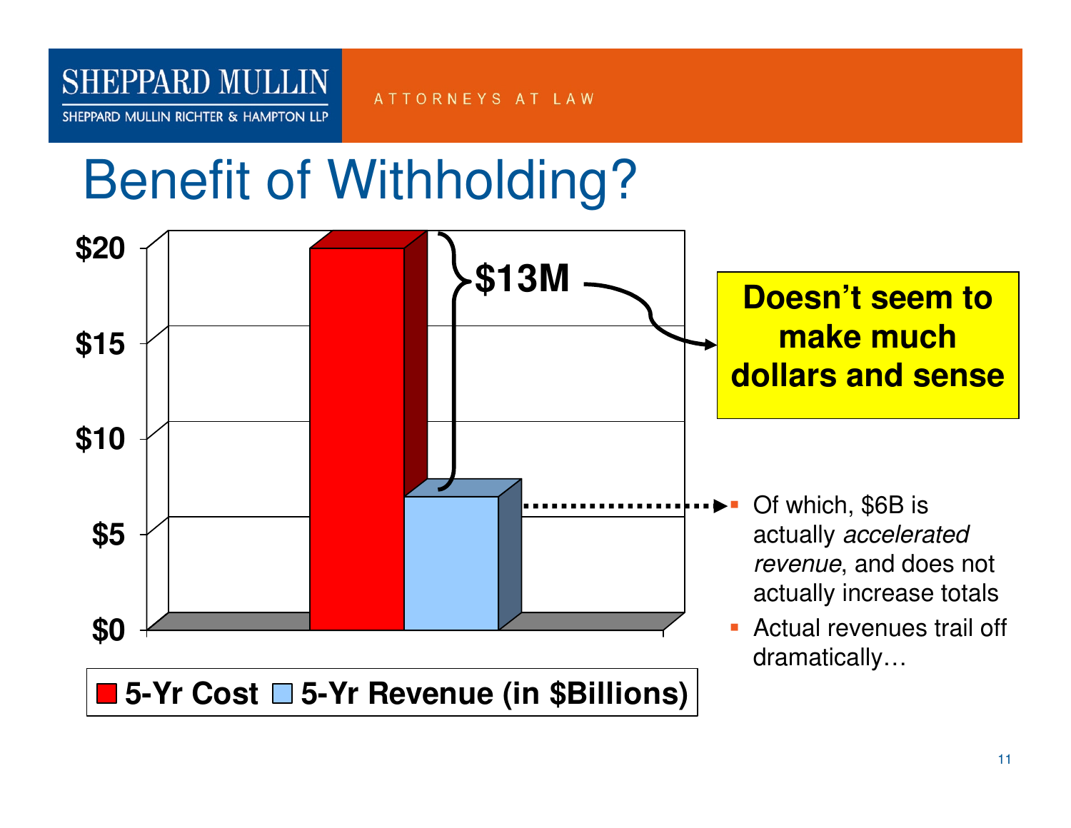# Benefit of Withholding?

$20
$15
$10
$5
$0

$13M

**Doesn't seem to make much dollars and sense**

■ 5-Yr Cost ■ 5-Yr Revenue (in $Billions)

- Of which, $6B is actually *accelerated revenue*, and does not actually increase totals
- Actual revenues trail off dramatically…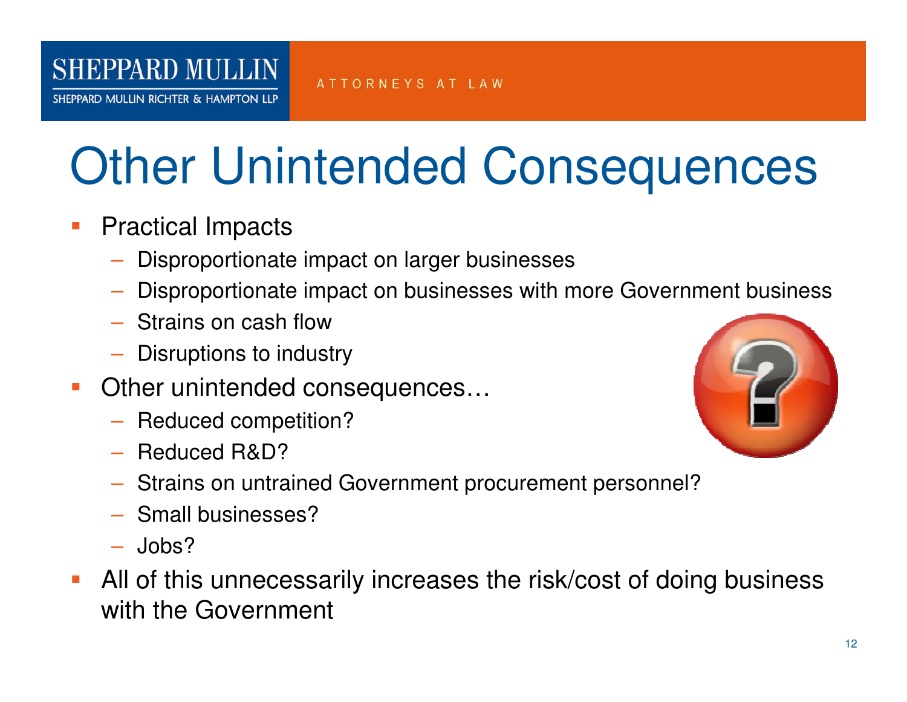# Other Unintended Consequences

- Practical Impacts
  - Disproportionate impact on larger businesses
  - Disproportionate impact on businesses with more Government business
  - Strains on cash flow
  - Disruptions to industry
- Other unintended consequences…
  - Reduced competition?
  - Reduced R&D?
  - Strains on untrained Government procurement personnel?
  - Small businesses?
  - Jobs?
- All of this unnecessarily increases the risk/cost of doing business with the Government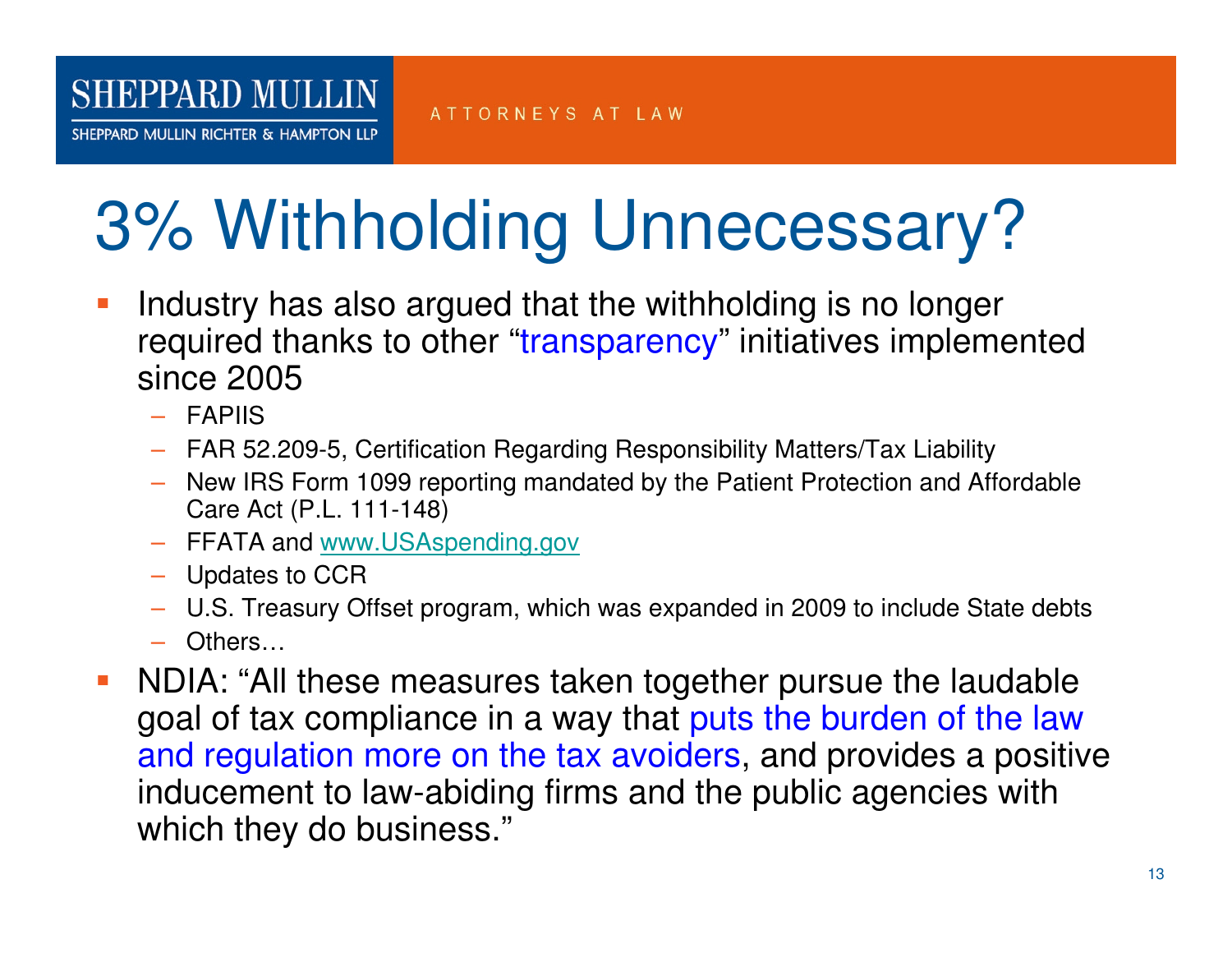# 3% Withholding Unnecessary?

- Industry has also argued that the withholding is no longer required thanks to other "transparency" initiatives implemented since 2005
  - FAPIIS
  - FAR 52.209-5, Certification Regarding Responsibility Matters/Tax Liability
  - New IRS Form 1099 reporting mandated by the Patient Protection and Affordable Care Act (P.L. 111-148)
  - FFATA and www.USAspending.gov
  - Updates to CCR
  - U.S. Treasury Offset program, which was expanded in 2009 to include State debts
  - Others…
- NDIA: "All these measures taken together pursue the laudable goal of tax compliance in a way that puts the burden of the law and regulation more on the tax avoiders, and provides a positive inducement to law-abiding firms and the public agencies with which they do business."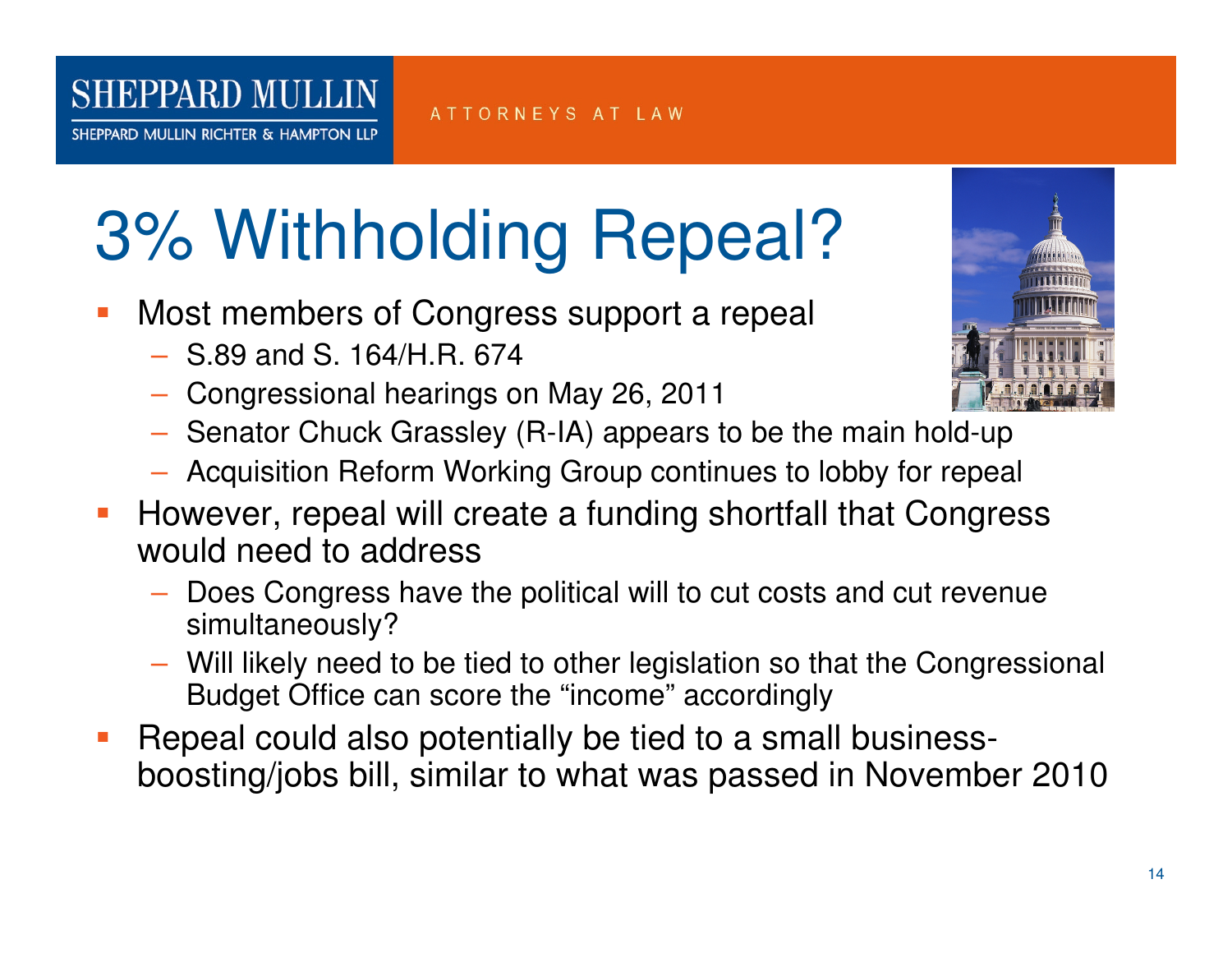# 3% Withholding Repeal?

- Most members of Congress support a repeal
  - S.89 and S. 164/H.R. 674
  - Congressional hearings on May 26, 2011
  - Senator Chuck Grassley (R-IA) appears to be the main hold-up
  - Acquisition Reform Working Group continues to lobby for repeal
- However, repeal will create a funding shortfall that Congress would need to address
  - Does Congress have the political will to cut costs and cut revenue simultaneously?
  - Will likely need to be tied to other legislation so that the Congressional Budget Office can score the "income" accordingly
- Repeal could also potentially be tied to a small business-boosting/jobs bill, similar to what was passed in November 2010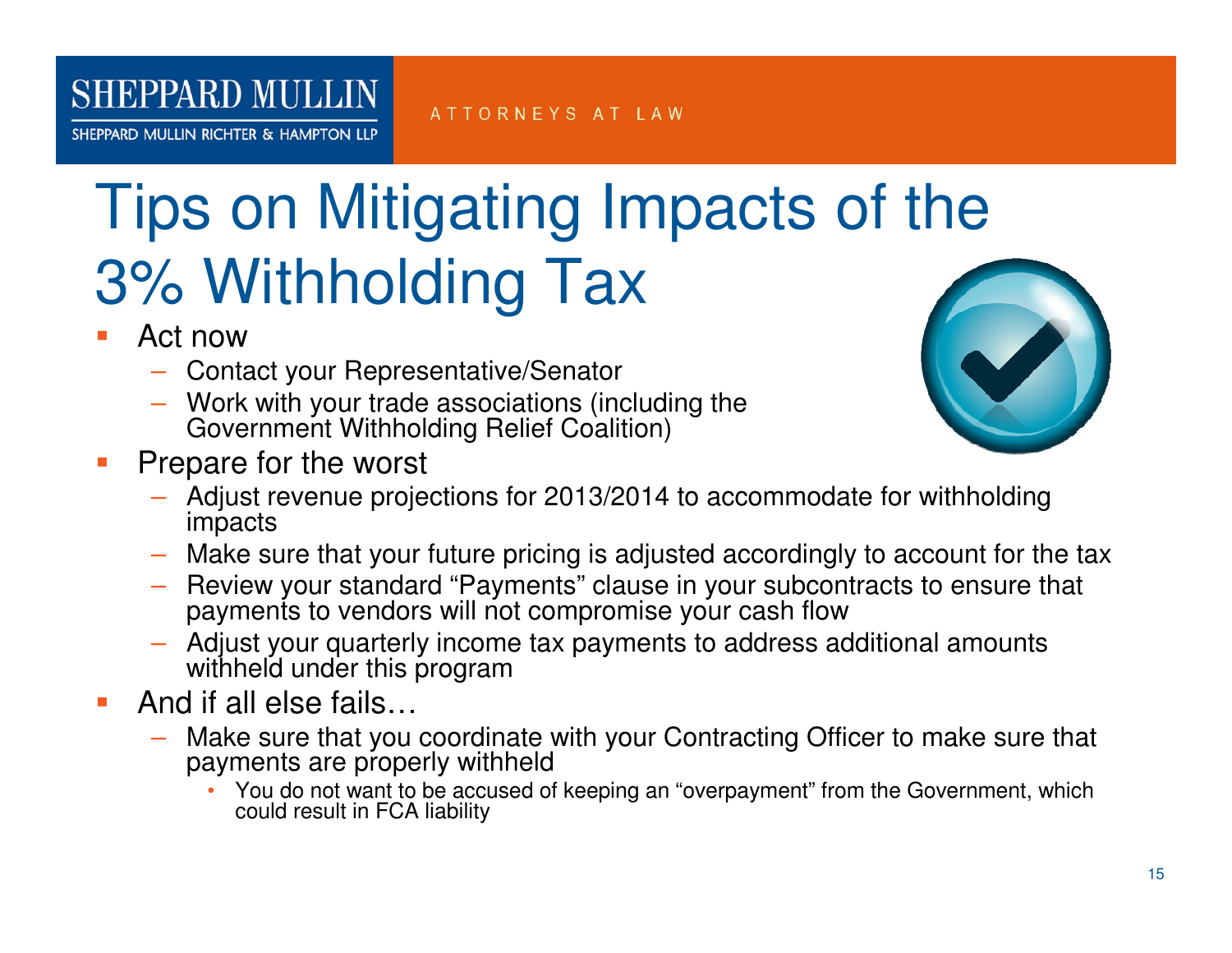# Tips on Mitigating Impacts of the 3% Withholding Tax

- Act now
  - Contact your Representative/Senator
  - Work with your trade associations (including the Government Withholding Relief Coalition)
- Prepare for the worst
  - Adjust revenue projections for 2013/2014 to accommodate for withholding impacts
  - Make sure that your future pricing is adjusted accordingly to account for the tax
  - Review your standard "Payments" clause in your subcontracts to ensure that payments to vendors will not compromise your cash flow
  - Adjust your quarterly income tax payments to address additional amounts withheld under this program
- And if all else fails…
  - Make sure that you coordinate with your Contracting Officer to make sure that payments are properly withheld
    - You do not want to be accused of keeping an "overpayment" from the Government, which could result in FCA liability